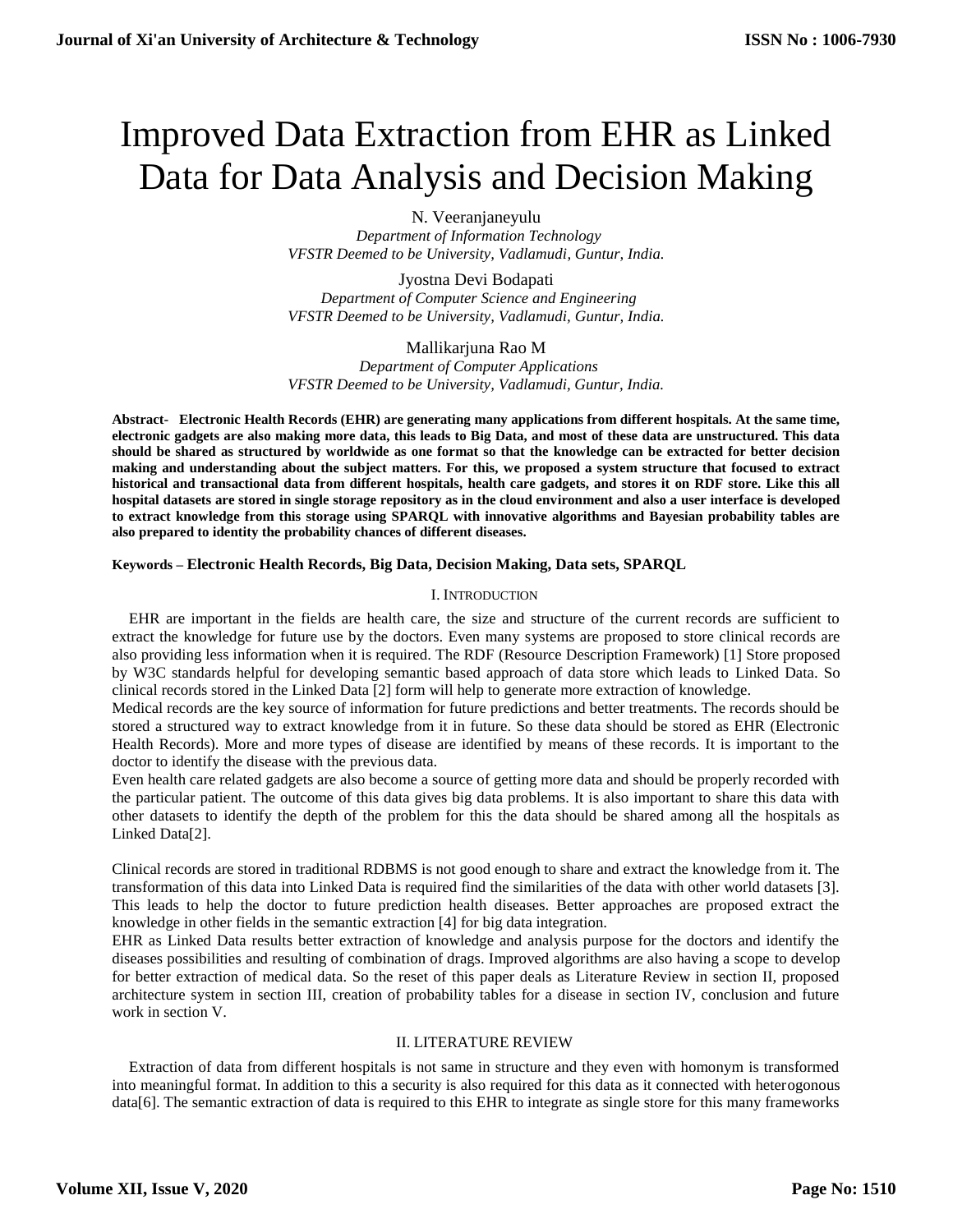# Improved Data Extraction from EHR as Linked Data for Data Analysis and Decision Making

N. Veeranjaneyulu
*Department of Information Technology*
*VFSTR Deemed to be University, Vadlamudi, Guntur, India.*

Jyostna Devi Bodapati
*Department of Computer Science and Engineering*
*VFSTR Deemed to be University, Vadlamudi, Guntur, India.*

Mallikarjuna Rao M
*Department of Computer Applications*
*VFSTR Deemed to be University, Vadlamudi, Guntur, India.*

**Abstract- Electronic Health Records (EHR) are generating many applications from different hospitals. At the same time, electronic gadgets are also making more data, this leads to Big Data, and most of these data are unstructured. This data should be shared as structured by worldwide as one format so that the knowledge can be extracted for better decision making and understanding about the subject matters. For this, we proposed a system structure that focused to extract historical and transactional data from different hospitals, health care gadgets, and stores it on RDF store. Like this all hospital datasets are stored in single storage repository as in the cloud environment and also a user interface is developed to extract knowledge from this storage using SPARQL with innovative algorithms and Bayesian probability tables are also prepared to identity the probability chances of different diseases.**

**Keywords – Electronic Health Records, Big Data, Decision Making, Data sets, SPARQL**

## I. Introduction

EHR are important in the fields are health care, the size and structure of the current records are sufficient to extract the knowledge for future use by the doctors. Even many systems are proposed to store clinical records are also providing less information when it is required. The RDF (Resource Description Framework) [1] Store proposed by W3C standards helpful for developing semantic based approach of data store which leads to Linked Data. So clinical records stored in the Linked Data [2] form will help to generate more extraction of knowledge.

Medical records are the key source of information for future predictions and better treatments. The records should be stored a structured way to extract knowledge from it in future. So these data should be stored as EHR (Electronic Health Records). More and more types of disease are identified by means of these records. It is important to the doctor to identify the disease with the previous data.

Even health care related gadgets are also become a source of getting more data and should be properly recorded with the particular patient. The outcome of this data gives big data problems. It is also important to share this data with other datasets to identify the depth of the problem for this the data should be shared among all the hospitals as Linked Data[2].

Clinical records are stored in traditional RDBMS is not good enough to share and extract the knowledge from it. The transformation of this data into Linked Data is required find the similarities of the data with other world datasets [3]. This leads to help the doctor to future prediction health diseases. Better approaches are proposed extract the knowledge in other fields in the semantic extraction [4] for big data integration.

EHR as Linked Data results better extraction of knowledge and analysis purpose for the doctors and identify the diseases possibilities and resulting of combination of drags. Improved algorithms are also having a scope to develop for better extraction of medical data. So the reset of this paper deals as Literature Review in section II, proposed architecture system in section III, creation of probability tables for a disease in section IV, conclusion and future work in section V.

## II. LITERATURE REVIEW

Extraction of data from different hospitals is not same in structure and they even with homonym is transformed into meaningful format. In addition to this a security is also required for this data as it connected with heterogonous data[6]. The semantic extraction of data is required to this EHR to integrate as single store for this many frameworks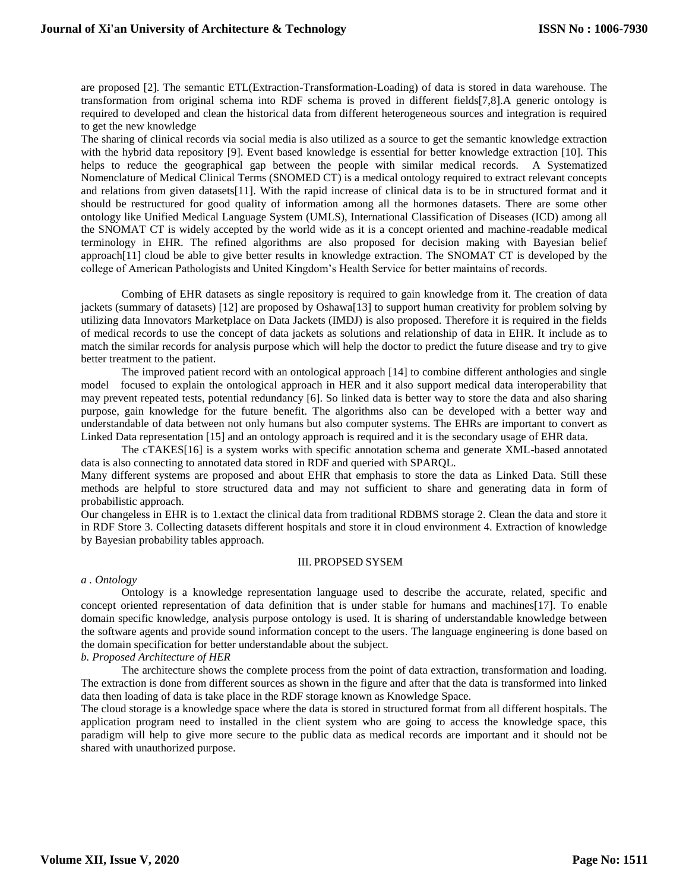are proposed [2]. The semantic ETL(Extraction-Transformation-Loading) of data is stored in data warehouse. The transformation from original schema into RDF schema is proved in different fields[7,8].A generic ontology is required to developed and clean the historical data from different heterogeneous sources and integration is required to get the new knowledge

The sharing of clinical records via social media is also utilized as a source to get the semantic knowledge extraction with the hybrid data repository [9]. Event based knowledge is essential for better knowledge extraction [10]. This helps to reduce the geographical gap between the people with similar medical records. A Systematized Nomenclature of Medical Clinical Terms (SNOMED CT) is a medical ontology required to extract relevant concepts and relations from given datasets[11]. With the rapid increase of clinical data is to be in structured format and it should be restructured for good quality of information among all the hormones datasets. There are some other ontology like Unified Medical Language System (UMLS), International Classification of Diseases (ICD) among all the SNOMAT CT is widely accepted by the world wide as it is a concept oriented and machine-readable medical terminology in EHR. The refined algorithms are also proposed for decision making with Bayesian belief approach[11] cloud be able to give better results in knowledge extraction. The SNOMAT CT is developed by the college of American Pathologists and United Kingdom's Health Service for better maintains of records.

Combing of EHR datasets as single repository is required to gain knowledge from it. The creation of data jackets (summary of datasets) [12] are proposed by Oshawa[13] to support human creativity for problem solving by utilizing data Innovators Marketplace on Data Jackets (IMDJ) is also proposed. Therefore it is required in the fields of medical records to use the concept of data jackets as solutions and relationship of data in EHR. It include as to match the similar records for analysis purpose which will help the doctor to predict the future disease and try to give better treatment to the patient.

The improved patient record with an ontological approach [14] to combine different anthologies and single model focused to explain the ontological approach in HER and it also support medical data interoperability that may prevent repeated tests, potential redundancy [6]. So linked data is better way to store the data and also sharing purpose, gain knowledge for the future benefit. The algorithms also can be developed with a better way and understandable of data between not only humans but also computer systems. The EHRs are important to convert as Linked Data representation [15] and an ontology approach is required and it is the secondary usage of EHR data.

The cTAKES[16] is a system works with specific annotation schema and generate XML-based annotated data is also connecting to annotated data stored in RDF and queried with SPARQL.

Many different systems are proposed and about EHR that emphasis to store the data as Linked Data. Still these methods are helpful to store structured data and may not sufficient to share and generating data in form of probabilistic approach.

Our changeless in EHR is to 1.extact the clinical data from traditional RDBMS storage 2. Clean the data and store it in RDF Store 3. Collecting datasets different hospitals and store it in cloud environment 4. Extraction of knowledge by Bayesian probability tables approach.

## III. PROPSED SYSEM

### *a . Ontology*

Ontology is a knowledge representation language used to describe the accurate, related, specific and concept oriented representation of data definition that is under stable for humans and machines[17]. To enable domain specific knowledge, analysis purpose ontology is used. It is sharing of understandable knowledge between the software agents and provide sound information concept to the users. The language engineering is done based on the domain specification for better understandable about the subject.

### *b. Proposed Architecture of HER*

The architecture shows the complete process from the point of data extraction, transformation and loading. The extraction is done from different sources as shown in the figure and after that the data is transformed into linked data then loading of data is take place in the RDF storage known as Knowledge Space.

The cloud storage is a knowledge space where the data is stored in structured format from all different hospitals. The application program need to installed in the client system who are going to access the knowledge space, this paradigm will help to give more secure to the public data as medical records are important and it should not be shared with unauthorized purpose.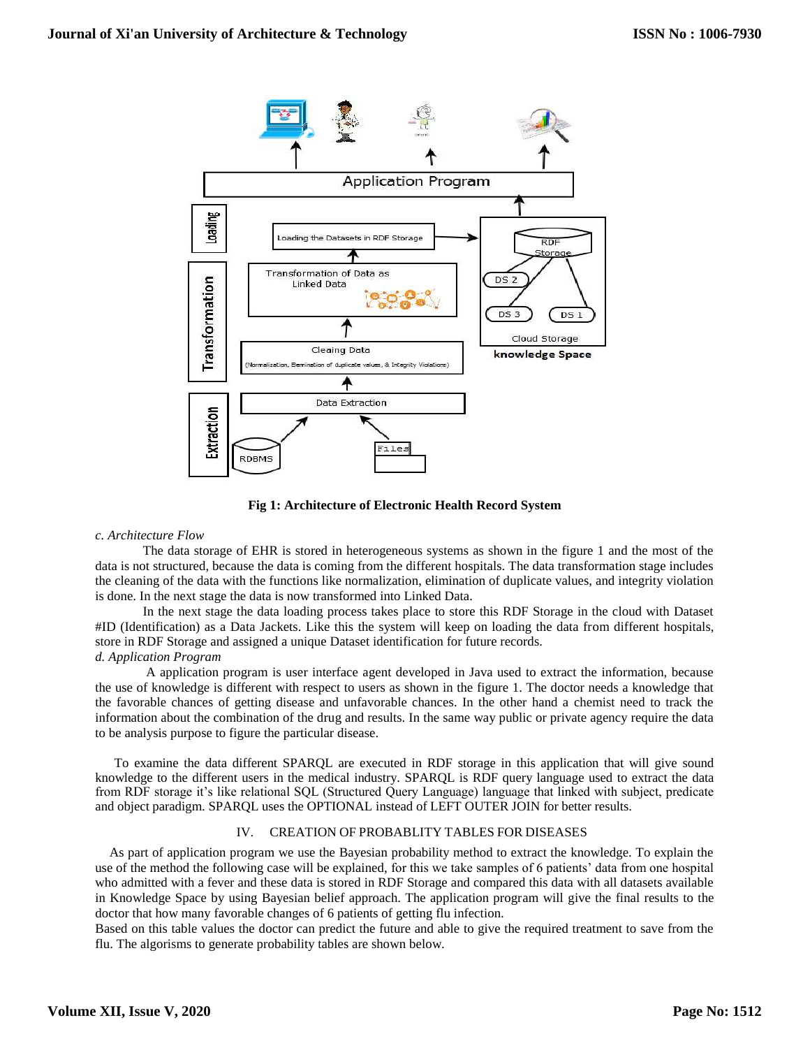Fig 1: Architecture of Electronic Health Record System

*c. Architecture Flow*

The data storage of EHR is stored in heterogeneous systems as shown in the figure 1 and the most of the data is not structured, because the data is coming from the different hospitals. The data transformation stage includes the cleaning of the data with the functions like normalization, elimination of duplicate values, and integrity violation is done. In the next stage the data is now transformed into Linked Data.

In the next stage the data loading process takes place to store this RDF Storage in the cloud with Dataset #ID (Identification) as a Data Jackets. Like this the system will keep on loading the data from different hospitals, store in RDF Storage and assigned a unique Dataset identification for future records.

*d. Application Program*

A application program is user interface agent developed in Java used to extract the information, because the use of knowledge is different with respect to users as shown in the figure 1. The doctor needs a knowledge that the favorable chances of getting disease and unfavorable chances. In the other hand a chemist need to track the information about the combination of the drug and results. In the same way public or private agency require the data to be analysis purpose to figure the particular disease.

To examine the data different SPARQL are executed in RDF storage in this application that will give sound knowledge to the different users in the medical industry. SPARQL is RDF query language used to extract the data from RDF storage it's like relational SQL (Structured Query Language) language that linked with subject, predicate and object paradigm. SPARQL uses the OPTIONAL instead of LEFT OUTER JOIN for better results.

## IV. CREATION OF PROBABLITY TABLES FOR DISEASES

As part of application program we use the Bayesian probability method to extract the knowledge. To explain the use of the method the following case will be explained, for this we take samples of 6 patients' data from one hospital who admitted with a fever and these data is stored in RDF Storage and compared this data with all datasets available in Knowledge Space by using Bayesian belief approach. The application program will give the final results to the doctor that how many favorable changes of 6 patients of getting flu infection.

Based on this table values the doctor can predict the future and able to give the required treatment to save from the flu. The algorisms to generate probability tables are shown below.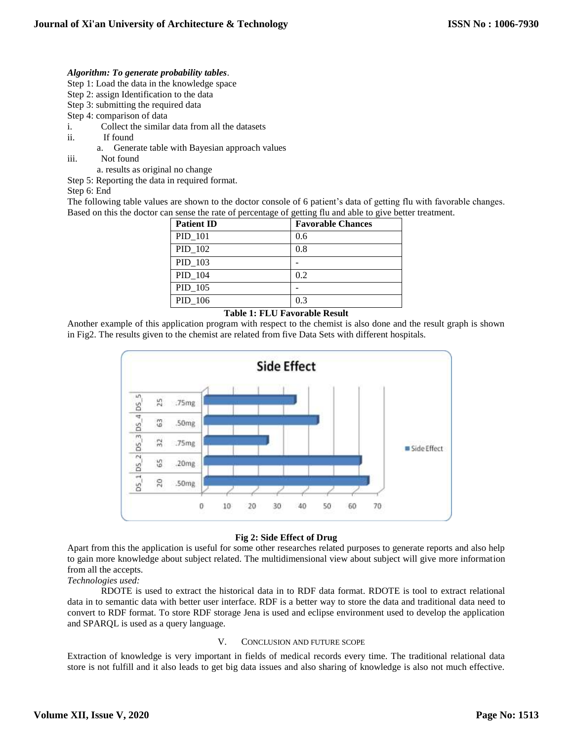***Algorithm: To generate probability tables***.

Step 1: Load the data in the knowledge space

Step 2: assign Identification to the data

Step 3: submitting the required data

Step 4: comparison of data

i. Collect the similar data from all the datasets

ii. If found

  a. Generate table with Bayesian approach values

iii. Not found

  a. results as original no change

Step 5: Reporting the data in required format.

Step 6: End

The following table values are shown to the doctor console of 6 patient's data of getting flu with favorable changes. Based on this the doctor can sense the rate of percentage of getting flu and able to give better treatment.

| Patient ID | Favorable Chances |
|---|---|
| PID_101 | 0.6 |
| PID_102 | 0.8 |
| PID_103 | - |
| PID_104 | 0.2 |
| PID_105 | - |
| PID_106 | 0.3 |

**Table 1: FLU Favorable Result**

Another example of this application program with respect to the chemist is also done and the result graph is shown in Fig2. The results given to the chemist are related from five Data Sets with different hospitals.

**Fig 2: Side Effect of Drug**

Apart from this the application is useful for some other researches related purposes to generate reports and also help to gain more knowledge about subject related. The multidimensional view about subject will give more information from all the accepts.

*Technologies used:*

RDOTE is used to extract the historical data in to RDF data format. RDOTE is tool to extract relational data in to semantic data with better user interface. RDF is a better way to store the data and traditional data need to convert to RDF format. To store RDF storage Jena is used and eclipse environment used to develop the application and SPARQL is used as a query language.

## V. CONCLUSION AND FUTURE SCOPE

Extraction of knowledge is very important in fields of medical records every time. The traditional relational data store is not fulfill and it also leads to get big data issues and also sharing of knowledge is also not much effective.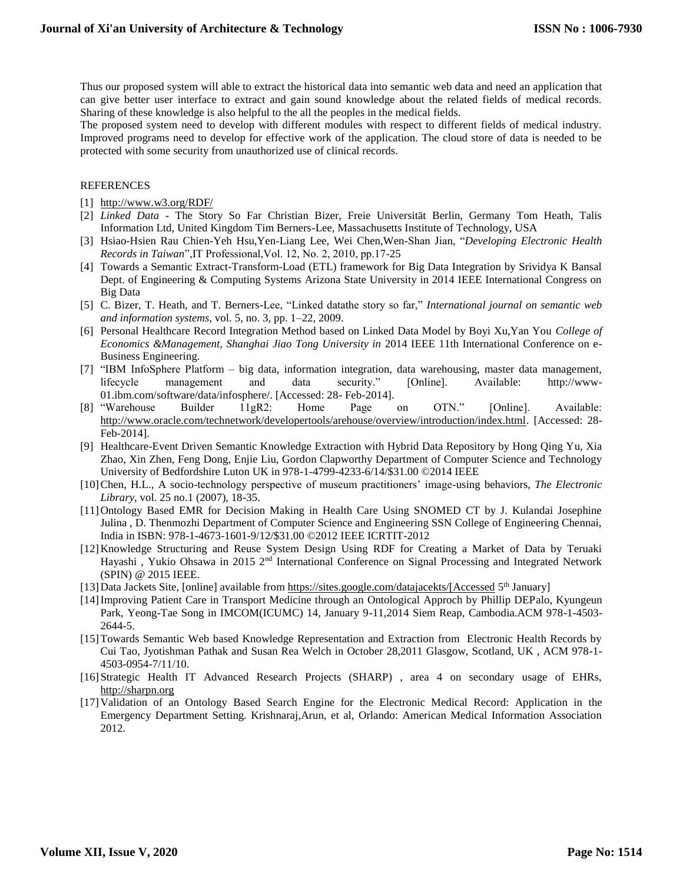Thus our proposed system will able to extract the historical data into semantic web data and need an application that can give better user interface to extract and gain sound knowledge about the related fields of medical records. Sharing of these knowledge is also helpful to the all the peoples in the medical fields.

The proposed system need to develop with different modules with respect to different fields of medical industry. Improved programs need to develop for effective work of the application. The cloud store of data is needed to be protected with some security from unauthorized use of clinical records.

## REFERENCES

[1] http://www.w3.org/RDF/

[2] *Linked Data* - The Story So Far Christian Bizer, Freie Universität Berlin, Germany Tom Heath, Talis Information Ltd, United Kingdom Tim Berners-Lee, Massachusetts Institute of Technology, USA

[3] Hsiao-Hsien Rau Chien-Yeh Hsu,Yen-Liang Lee, Wei Chen,Wen-Shan Jian, "*Developing Electronic Health Records in Taiwan*",IT Professional,Vol. 12, No. 2, 2010, pp.17-25

[4] Towards a Semantic Extract-Transform-Load (ETL) framework for Big Data Integration by Srividya K Bansal Dept. of Engineering & Computing Systems Arizona State University in 2014 IEEE International Congress on Big Data

[5] C. Bizer, T. Heath, and T. Berners-Lee, "Linked datathe story so far," *International journal on semantic web and information systems*, vol. 5, no. 3, pp. 1–22, 2009.

[6] Personal Healthcare Record Integration Method based on Linked Data Model by Boyi Xu,Yan You *College of Economics &Management, Shanghai Jiao Tong University in* 2014 IEEE 11th International Conference on e-Business Engineering.

[7] "IBM InfoSphere Platform – big data, information integration, data warehousing, master data management, lifecycle management and data security." [Online]. Available: http://www-01.ibm.com/software/data/infosphere/. [Accessed: 28- Feb-2014].

[8] "Warehouse Builder 11gR2: Home Page on OTN." [Online]. Available: http://www.oracle.com/technetwork/developertools/arehouse/overview/introduction/index.html. [Accessed: 28-Feb-2014].

[9] Healthcare-Event Driven Semantic Knowledge Extraction with Hybrid Data Repository by Hong Qing Yu, Xia Zhao, Xin Zhen, Feng Dong, Enjie Liu, Gordon Clapworthy Department of Computer Science and Technology University of Bedfordshire Luton UK in 978-1-4799-4233-6/14/$31.00 ©2014 IEEE

[10] Chen, H.L., A socio-technology perspective of museum practitioners' image-using behaviors, *The Electronic Library*, vol. 25 no.1 (2007), 18-35.

[11] Ontology Based EMR for Decision Making in Health Care Using SNOMED CT by J. Kulandai Josephine Julina , D. Thenmozhi Department of Computer Science and Engineering SSN College of Engineering Chennai, India in ISBN: 978-1-4673-1601-9/12/$31.00 ©2012 IEEE ICRTIT-2012

[12] Knowledge Structuring and Reuse System Design Using RDF for Creating a Market of Data by Teruaki Hayashi , Yukio Ohsawa in 2015 2nd International Conference on Signal Processing and Integrated Network (SPIN) @ 2015 IEEE.

[13] Data Jackets Site, [online] available from https://sites.google.com/datajacekts/[Accessed 5th January]

[14] Improving Patient Care in Transport Medicine through an Ontological Approch by Phillip DEPalo, Kyungeun Park, Yeong-Tae Song in IMCOM(ICUMC) 14, January 9-11,2014 Siem Reap, Cambodia.ACM 978-1-4503-2644-5.

[15] Towards Semantic Web based Knowledge Representation and Extraction from Electronic Health Records by Cui Tao, Jyotishman Pathak and Susan Rea Welch in October 28,2011 Glasgow, Scotland, UK , ACM 978-1-4503-0954-7/11/10.

[16] Strategic Health IT Advanced Research Projects (SHARP) , area 4 on secondary usage of EHRs, http://sharpn.org

[17] Validation of an Ontology Based Search Engine for the Electronic Medical Record: Application in the Emergency Department Setting. Krishnaraj,Arun, et al, Orlando: American Medical Information Association 2012.